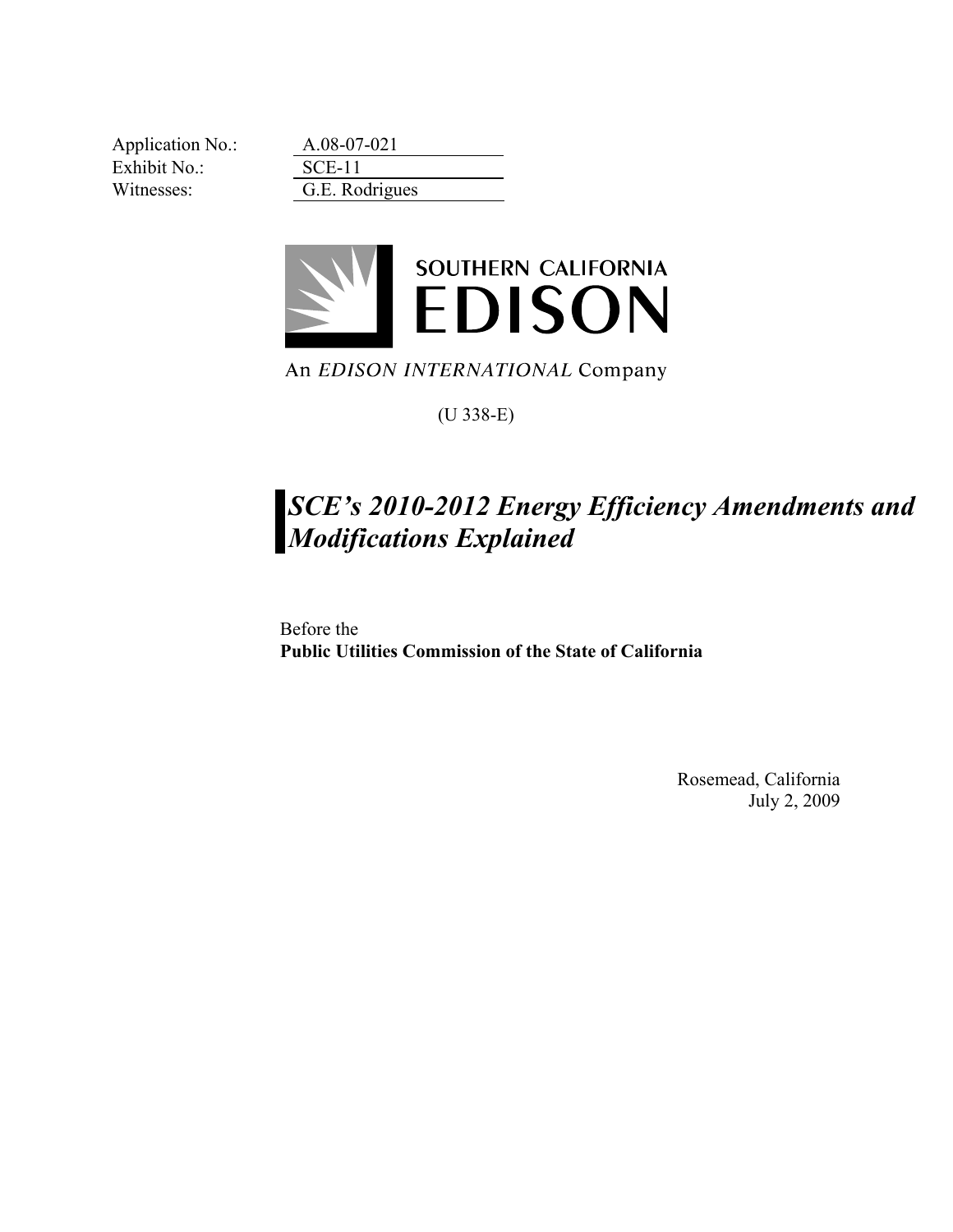Application No.: A.08-07-021
Exhibit No.: SCE-11
Witnesses: G.E. Rodrigues

SOUTHERN CALIFORNIA
EDISON

An *EDISON INTERNATIONAL* Company

(U 338-E)

# *SCE's 2010-2012 Energy Efficiency Amendments and Modifications Explained*

Before the
**Public Utilities Commission of the State of California**

Rosemead, California
July 2, 2009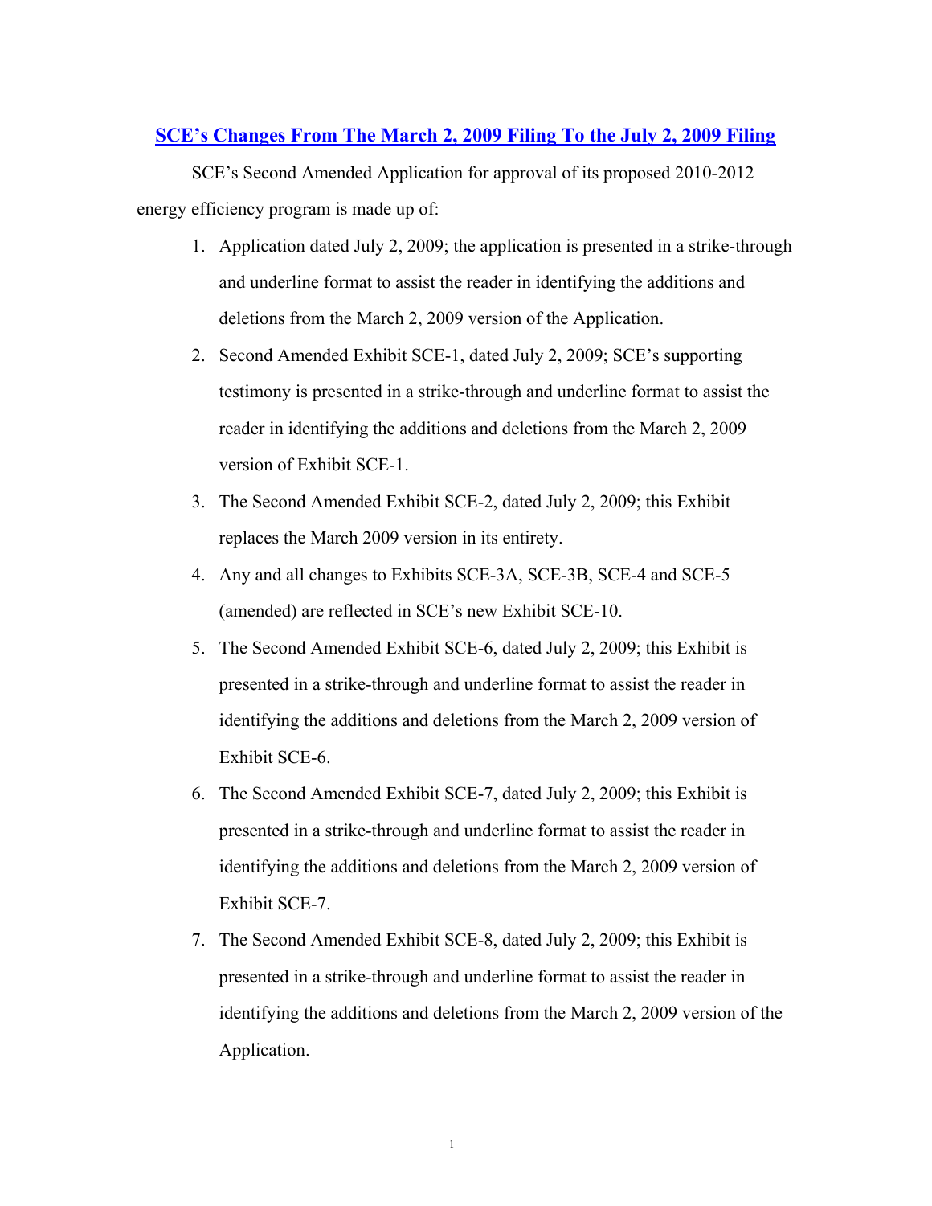## SCE's Changes From The March 2, 2009 Filing To the July 2, 2009 Filing

SCE's Second Amended Application for approval of its proposed 2010-2012 energy efficiency program is made up of:

1. Application dated July 2, 2009; the application is presented in a strike-through and underline format to assist the reader in identifying the additions and deletions from the March 2, 2009 version of the Application.
2. Second Amended Exhibit SCE-1, dated July 2, 2009; SCE's supporting testimony is presented in a strike-through and underline format to assist the reader in identifying the additions and deletions from the March 2, 2009 version of Exhibit SCE-1.
3. The Second Amended Exhibit SCE-2, dated July 2, 2009; this Exhibit replaces the March 2009 version in its entirety.
4. Any and all changes to Exhibits SCE-3A, SCE-3B, SCE-4 and SCE-5 (amended) are reflected in SCE's new Exhibit SCE-10.
5. The Second Amended Exhibit SCE-6, dated July 2, 2009; this Exhibit is presented in a strike-through and underline format to assist the reader in identifying the additions and deletions from the March 2, 2009 version of Exhibit SCE-6.
6. The Second Amended Exhibit SCE-7, dated July 2, 2009; this Exhibit is presented in a strike-through and underline format to assist the reader in identifying the additions and deletions from the March 2, 2009 version of Exhibit SCE-7.
7. The Second Amended Exhibit SCE-8, dated July 2, 2009; this Exhibit is presented in a strike-through and underline format to assist the reader in identifying the additions and deletions from the March 2, 2009 version of the Application.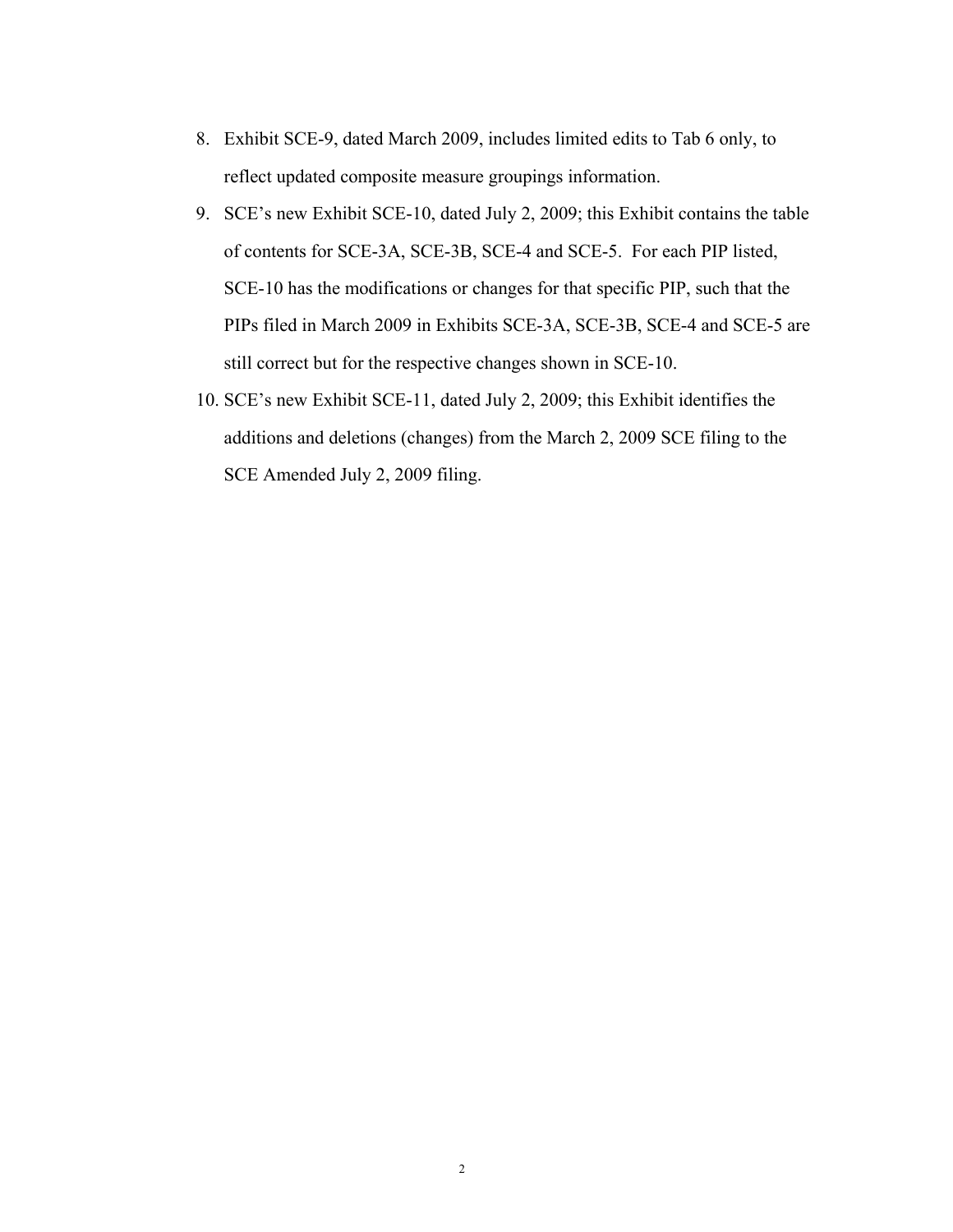8. Exhibit SCE-9, dated March 2009, includes limited edits to Tab 6 only, to reflect updated composite measure groupings information.
9. SCE's new Exhibit SCE-10, dated July 2, 2009; this Exhibit contains the table of contents for SCE-3A, SCE-3B, SCE-4 and SCE-5. For each PIP listed, SCE-10 has the modifications or changes for that specific PIP, such that the PIPs filed in March 2009 in Exhibits SCE-3A, SCE-3B, SCE-4 and SCE-5 are still correct but for the respective changes shown in SCE-10.
10. SCE's new Exhibit SCE-11, dated July 2, 2009; this Exhibit identifies the additions and deletions (changes) from the March 2, 2009 SCE filing to the SCE Amended July 2, 2009 filing.